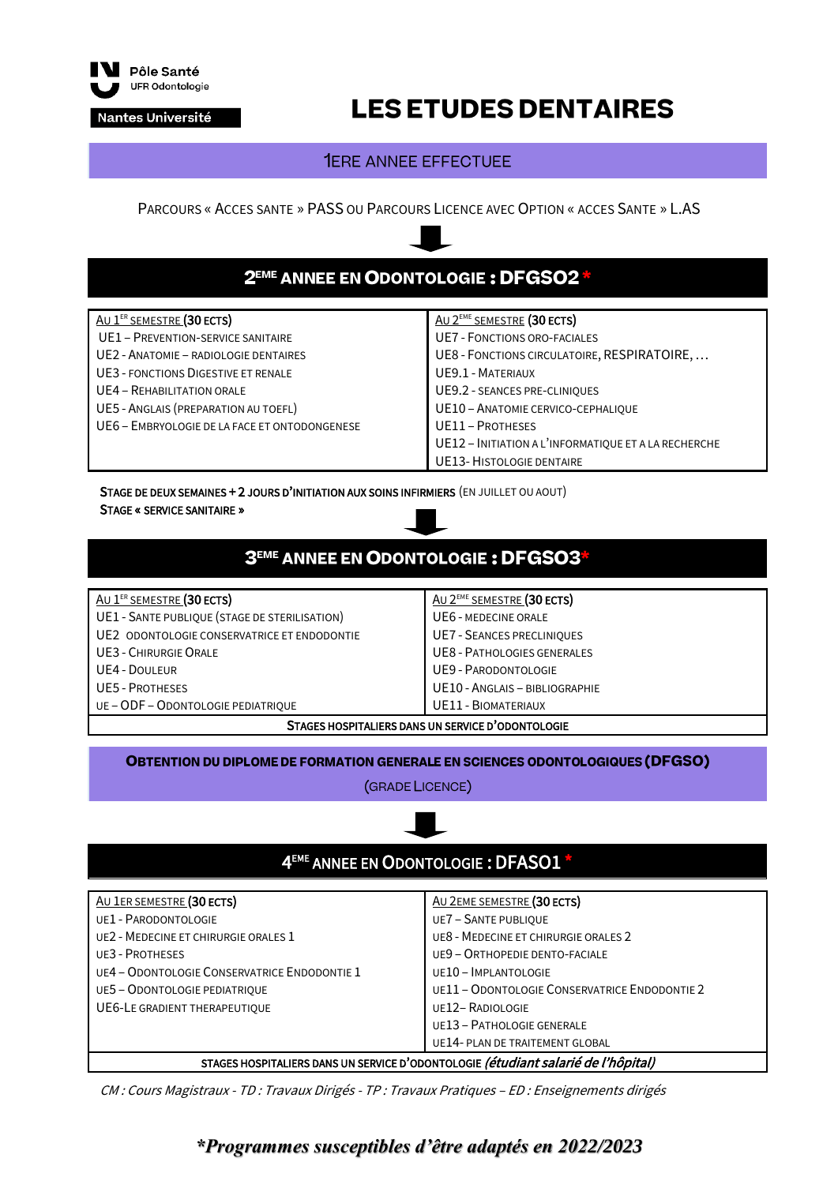Pôle Santé
UFR Odontologie
Nantes Université

# LES ETUDES DENTAIRES

## 1ERE ANNEE EFFECTUEE

PARCOURS « ACCES SANTE » PASS OU PARCOURS LICENCE AVEC OPTION « ACCES SANTE » L.AS

## 2EME ANNEE EN ODONTOLOGIE : DFGSO2 *

| AU 1ER SEMESTRE (30 ECTS) | AU 2EME SEMESTRE (30 ECTS) |
|---|---|
| UE1 – PREVENTION-SERVICE SANITAIRE | UE7 - FONCTIONS ORO-FACIALES |
| UE2 - ANATOMIE – RADIOLOGIE DENTAIRES | UE8 - FONCTIONS CIRCULATOIRE, RESPIRATOIRE, … |
| UE3 - FONCTIONS DIGESTIVE ET RENALE | UE9.1 - MATERIAUX |
| UE4 – REHABILITATION ORALE | UE9.2 - SEANCES PRE-CLINIQUES |
| UE5 - ANGLAIS (PREPARATION AU TOEFL) | UE10 – ANATOMIE CERVICO-CEPHALIQUE |
| UE6 – EMBRYOLOGIE DE LA FACE ET ONTODONGENESE | UE11 – PROTHESES |
| | UE12 – INITIATION A L'INFORMATIQUE ET A LA RECHERCHE |
| | UE13- HISTOLOGIE DENTAIRE |

**STAGE DE DEUX SEMAINES + 2 JOURS D'INITIATION AUX SOINS INFIRMIERS** (EN JUILLET OU AOUT)
**STAGE « SERVICE SANITAIRE »**

## 3EME ANNEE EN ODONTOLOGIE : DFGSO3*

| AU 1ER SEMESTRE (30 ECTS) | AU 2EME SEMESTRE (30 ECTS) |
|---|---|
| UE1 - SANTE PUBLIQUE (STAGE DE STERILISATION) | UE6 - MEDECINE ORALE |
| UE2 ODONTOLOGIE CONSERVATRICE ET ENDODONTIE | UE7 - SEANCES PRECLINIQUES |
| UE3 - CHIRURGIE ORALE | UE8 - PATHOLOGIES GENERALES |
| UE4 - DOULEUR | UE9 - PARODONTOLOGIE |
| UE5 - PROTHESES | UE10 - ANGLAIS – BIBLIOGRAPHIE |
| UE – ODF – ODONTOLOGIE PEDIATRIQUE | UE11 - BIOMATERIAUX |
| **STAGES HOSPITALIERS DANS UN SERVICE D'ODONTOLOGIE** | |

## OBTENTION DU DIPLOME DE FORMATION GENERALE EN SCIENCES ODONTOLOGIQUES (DFGSO)

(GRADE LICENCE)

## 4EME ANNEE EN ODONTOLOGIE : DFASO1 *

| AU 1ER SEMESTRE (30 ECTS) | AU 2EME SEMESTRE (30 ECTS) |
|---|---|
| UE1 - PARODONTOLOGIE | UE7 – SANTE PUBLIQUE |
| UE2 - MEDECINE ET CHIRURGIE ORALES 1 | UE8 - MEDECINE ET CHIRURGIE ORALES 2 |
| UE3 - PROTHESES | UE9 – ORTHOPEDIE DENTO-FACIALE |
| UE4 – ODONTOLOGIE CONSERVATRICE ENDODONTIE 1 | UE10 – IMPLANTOLOGIE |
| UE5 – ODONTOLOGIE PEDIATRIQUE | UE11 – ODONTOLOGIE CONSERVATRICE ENDODONTIE 2 |
| UE6-LE GRADIENT THERAPEUTIQUE | UE12– RADIOLOGIE |
| | UE13 – PATHOLOGIE GENERALE |
| | UE14- PLAN DE TRAITEMENT GLOBAL |
| **STAGES HOSPITALIERS DANS UN SERVICE D'ODONTOLOGIE** *(étudiant salarié de l'hôpital)* | |

*CM : Cours Magistraux - TD : Travaux Dirigés - TP : Travaux Pratiques – ED : Enseignements dirigés*

***Programmes susceptibles d'être adaptés en 2022/2023**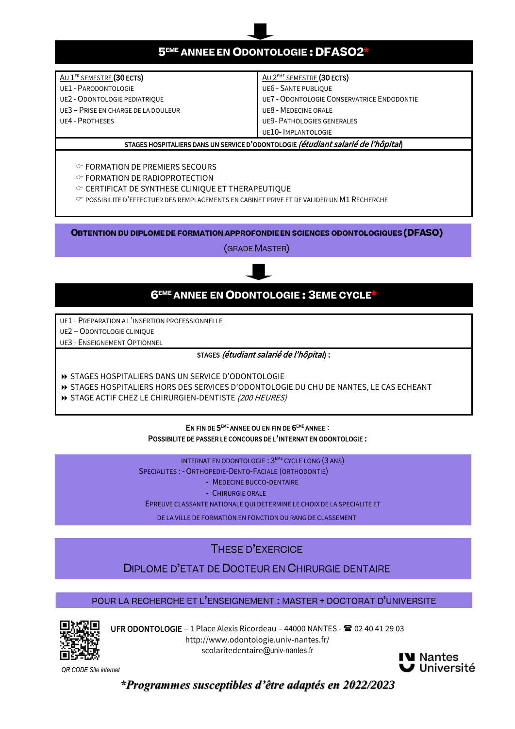## 5EME ANNEE EN ODONTOLOGIE : DFASO2*

| AU 1ER SEMESTRE (30 ECTS) | AU 2EME SEMESTRE (30 ECTS) |
|---|---|
| UE1 - PARODONTOLOGIE | UE6 - SANTE PUBLIQUE |
| UE2 - ODONTOLOGIE PEDIATRIQUE | UE7 - ODONTOLOGIE CONSERVATRICE ENDODONTIE |
| UE3 – PRISE EN CHARGE DE LA DOULEUR | UE8 - MEDECINE ORALE |
| UE4 - PROTHESES | UE9- PATHOLOGIES GENERALES |
| | UE10- IMPLANTOLOGIE |

STAGES HOSPITALIERS DANS UN SERVICE D'ODONTOLOGIE *(étudiant salarié de l'hôpital)*

- FORMATION DE PREMIERS SECOURS
- FORMATION DE RADIOPROTECTION
- CERTIFICAT DE SYNTHESE CLINIQUE ET THERAPEUTIQUE
- POSSIBILITE D'EFFECTUER DES REMPLACEMENTS EN CABINET PRIVE ET DE VALIDER UN M1 RECHERCHE

**OBTENTION DU DIPLOME DE FORMATION APPROFONDIE EN SCIENCES ODONTOLOGIQUES (DFASO)**

(GRADE MASTER)

## 6EME ANNEE EN ODONTOLOGIE : 3EME CYCLE*

UE1 - PREPARATION A L'INSERTION PROFESSIONNELLE
UE2 – ODONTOLOGIE CLINIQUE
UE3 - ENSEIGNEMENT OPTIONNEL

STAGES *(étudiant salarié de l'hôpital)* :

- STAGES HOSPITALIERS DANS UN SERVICE D'ODONTOLOGIE
- STAGES HOSPITALIERS HORS DES SERVICES D'ODONTOLOGIE DU CHU DE NANTES, LE CAS ECHEANT
- STAGE ACTIF CHEZ LE CHIRURGIEN-DENTISTE *(200 HEURES)*

EN FIN DE 5EME ANNEE OU EN FIN DE 6EME ANNEE :
POSSIBILITE DE PASSER LE CONCOURS DE L'INTERNAT EN ODONTOLOGIE :

INTERNAT EN ODONTOLOGIE : 3EME CYCLE LONG (3 ANS)
SPECIALITES : - ORTHOPEDIE-DENTO-FACIALE (ORTHODONTIE)
- MEDECINE BUCCO-DENTAIRE
- CHIRURGIE ORALE

EPREUVE CLASSANTE NATIONALE QUI DETERMINE LE CHOIX DE LA SPECIALITE ET DE LA VILLE DE FORMATION EN FONCTION DU RANG DE CLASSEMENT

THESE D'EXERCICE

DIPLOME D'ETAT DE DOCTEUR EN CHIRURGIE DENTAIRE

POUR LA RECHERCHE ET L'ENSEIGNEMENT : MASTER + DOCTORAT D'UNIVERSITE

UFR ODONTOLOGIE – 1 Place Alexis Ricordeau – 44000 NANTES - ☎ 02 40 41 29 03
http://www.odontologie.univ-nantes.fr/
scolaritedentaire@univ-nantes.fr

QR CODE Site internet

Nantes Université

***Programmes susceptibles d'être adaptés en 2022/2023***